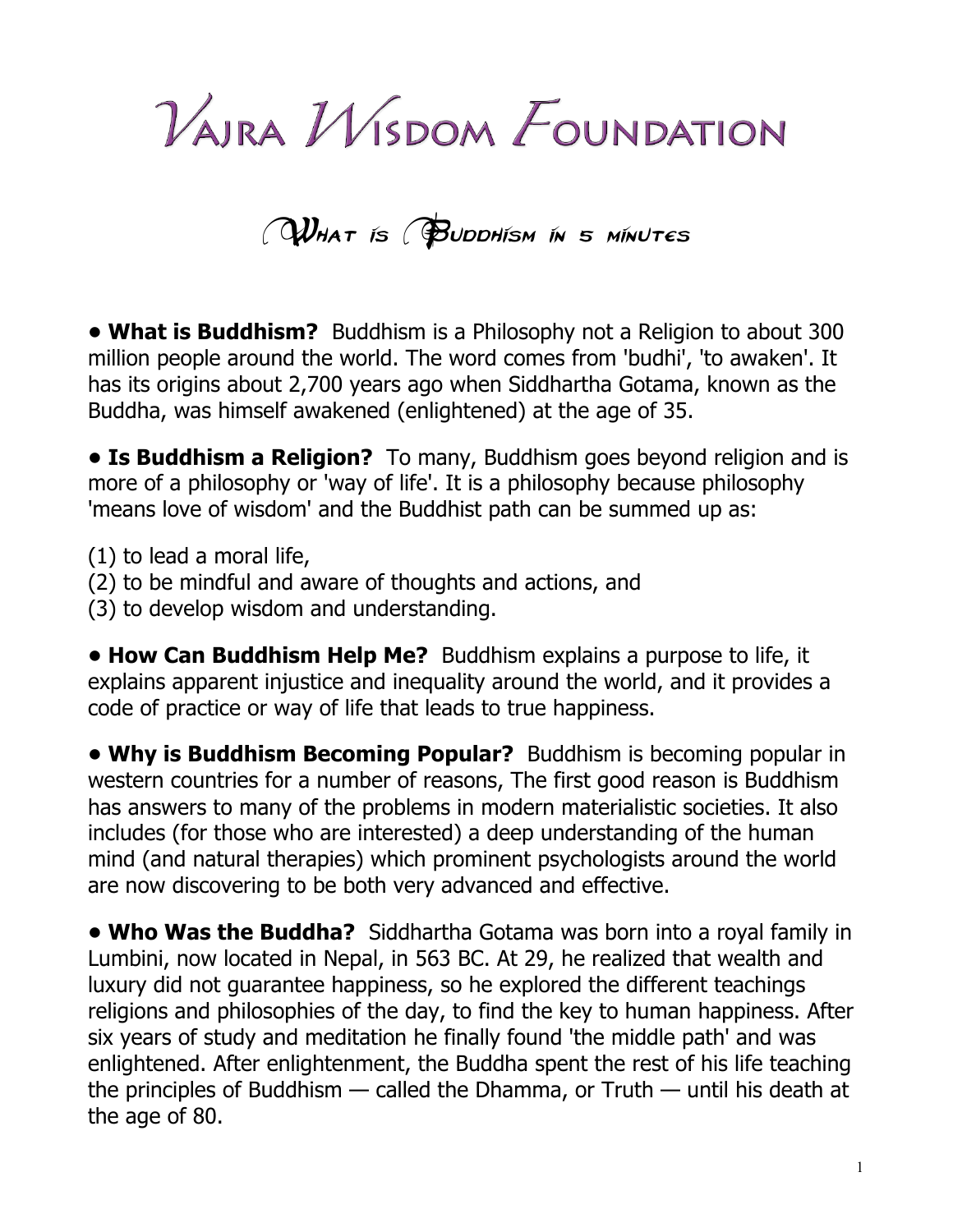# Vajra Wisdom Foundation

## What is Buddhism in 5 minutes

**• What is Buddhism?** Buddhism is a Philosophy not a Religion to about 300 million people around the world. The word comes from 'budhi', 'to awaken'. It has its origins about 2,700 years ago when Siddhartha Gotama, known as the Buddha, was himself awakened (enlightened) at the age of 35.

**• Is Buddhism a Religion?** To many, Buddhism goes beyond religion and is more of a philosophy or 'way of life'. It is a philosophy because philosophy 'means love of wisdom' and the Buddhist path can be summed up as:

(1) to lead a moral life,
(2) to be mindful and aware of thoughts and actions, and
(3) to develop wisdom and understanding.

**• How Can Buddhism Help Me?** Buddhism explains a purpose to life, it explains apparent injustice and inequality around the world, and it provides a code of practice or way of life that leads to true happiness.

**• Why is Buddhism Becoming Popular?** Buddhism is becoming popular in western countries for a number of reasons, The first good reason is Buddhism has answers to many of the problems in modern materialistic societies. It also includes (for those who are interested) a deep understanding of the human mind (and natural therapies) which prominent psychologists around the world are now discovering to be both very advanced and effective.

**• Who Was the Buddha?** Siddhartha Gotama was born into a royal family in Lumbini, now located in Nepal, in 563 BC. At 29, he realized that wealth and luxury did not guarantee happiness, so he explored the different teachings religions and philosophies of the day, to find the key to human happiness. After six years of study and meditation he finally found 'the middle path' and was enlightened. After enlightenment, the Buddha spent the rest of his life teaching the principles of Buddhism — called the Dhamma, or Truth — until his death at the age of 80.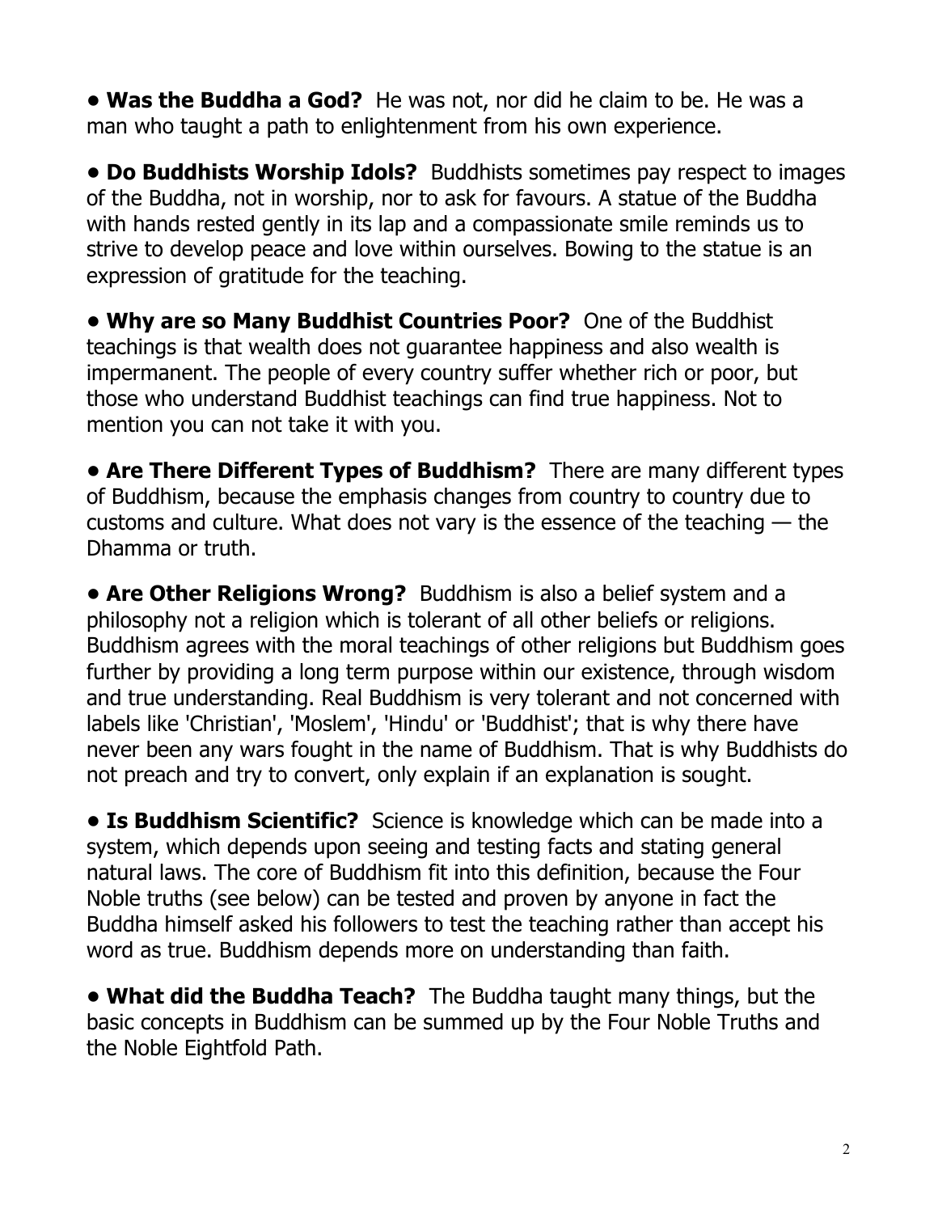• **Was the Buddha a God?** He was not, nor did he claim to be. He was a man who taught a path to enlightenment from his own experience.

• **Do Buddhists Worship Idols?** Buddhists sometimes pay respect to images of the Buddha, not in worship, nor to ask for favours. A statue of the Buddha with hands rested gently in its lap and a compassionate smile reminds us to strive to develop peace and love within ourselves. Bowing to the statue is an expression of gratitude for the teaching.

• **Why are so Many Buddhist Countries Poor?** One of the Buddhist teachings is that wealth does not guarantee happiness and also wealth is impermanent. The people of every country suffer whether rich or poor, but those who understand Buddhist teachings can find true happiness. Not to mention you can not take it with you.

• **Are There Different Types of Buddhism?** There are many different types of Buddhism, because the emphasis changes from country to country due to customs and culture. What does not vary is the essence of the teaching — the Dhamma or truth.

• **Are Other Religions Wrong?** Buddhism is also a belief system and a philosophy not a religion which is tolerant of all other beliefs or religions. Buddhism agrees with the moral teachings of other religions but Buddhism goes further by providing a long term purpose within our existence, through wisdom and true understanding. Real Buddhism is very tolerant and not concerned with labels like 'Christian', 'Moslem', 'Hindu' or 'Buddhist'; that is why there have never been any wars fought in the name of Buddhism. That is why Buddhists do not preach and try to convert, only explain if an explanation is sought.

• **Is Buddhism Scientific?** Science is knowledge which can be made into a system, which depends upon seeing and testing facts and stating general natural laws. The core of Buddhism fit into this definition, because the Four Noble truths (see below) can be tested and proven by anyone in fact the Buddha himself asked his followers to test the teaching rather than accept his word as true. Buddhism depends more on understanding than faith.

• **What did the Buddha Teach?** The Buddha taught many things, but the basic concepts in Buddhism can be summed up by the Four Noble Truths and the Noble Eightfold Path.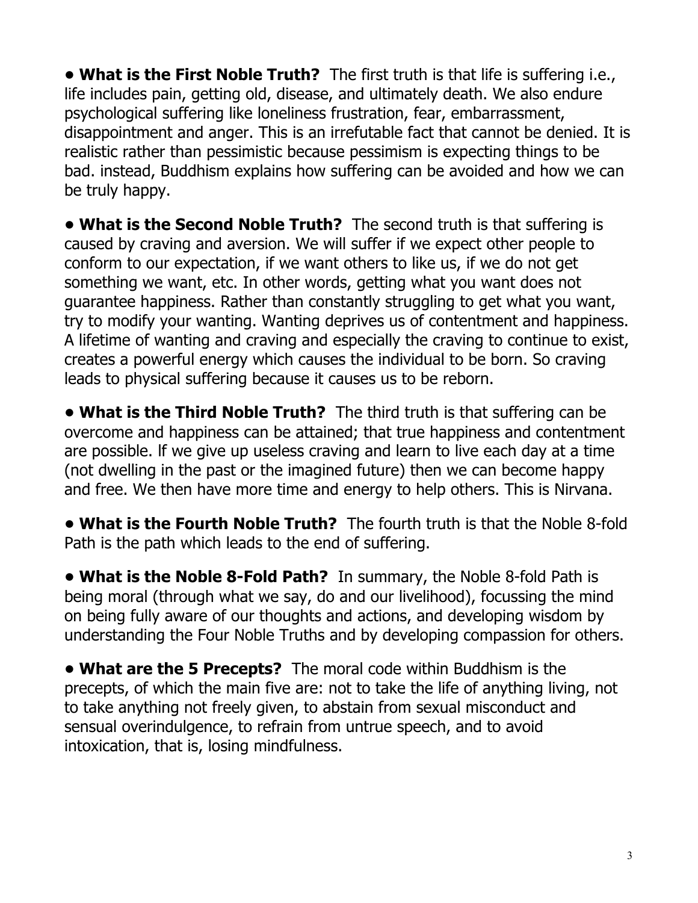• **What is the First Noble Truth?** The first truth is that life is suffering i.e., life includes pain, getting old, disease, and ultimately death. We also endure psychological suffering like loneliness frustration, fear, embarrassment, disappointment and anger. This is an irrefutable fact that cannot be denied. It is realistic rather than pessimistic because pessimism is expecting things to be bad. instead, Buddhism explains how suffering can be avoided and how we can be truly happy.

• **What is the Second Noble Truth?** The second truth is that suffering is caused by craving and aversion. We will suffer if we expect other people to conform to our expectation, if we want others to like us, if we do not get something we want, etc. In other words, getting what you want does not guarantee happiness. Rather than constantly struggling to get what you want, try to modify your wanting. Wanting deprives us of contentment and happiness. A lifetime of wanting and craving and especially the craving to continue to exist, creates a powerful energy which causes the individual to be born. So craving leads to physical suffering because it causes us to be reborn.

• **What is the Third Noble Truth?** The third truth is that suffering can be overcome and happiness can be attained; that true happiness and contentment are possible. lf we give up useless craving and learn to live each day at a time (not dwelling in the past or the imagined future) then we can become happy and free. We then have more time and energy to help others. This is Nirvana.

• **What is the Fourth Noble Truth?** The fourth truth is that the Noble 8-fold Path is the path which leads to the end of suffering.

• **What is the Noble 8-Fold Path?** In summary, the Noble 8-fold Path is being moral (through what we say, do and our livelihood), focussing the mind on being fully aware of our thoughts and actions, and developing wisdom by understanding the Four Noble Truths and by developing compassion for others.

• **What are the 5 Precepts?** The moral code within Buddhism is the precepts, of which the main five are: not to take the life of anything living, not to take anything not freely given, to abstain from sexual misconduct and sensual overindulgence, to refrain from untrue speech, and to avoid intoxication, that is, losing mindfulness.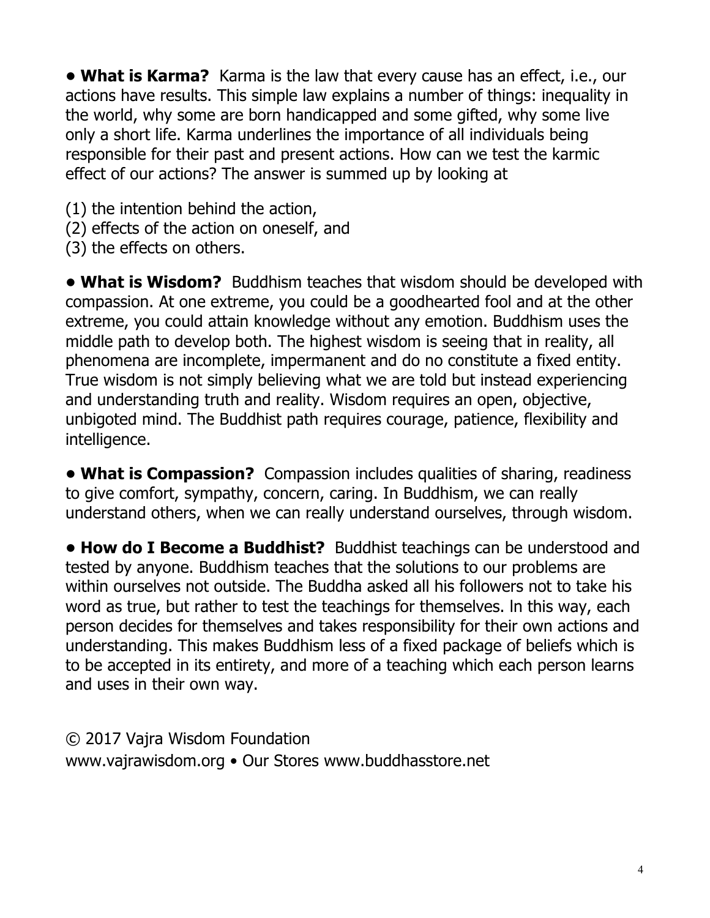• **What is Karma?** Karma is the law that every cause has an effect, i.e., our actions have results. This simple law explains a number of things: inequality in the world, why some are born handicapped and some gifted, why some live only a short life. Karma underlines the importance of all individuals being responsible for their past and present actions. How can we test the karmic effect of our actions? The answer is summed up by looking at

(1) the intention behind the action,
(2) effects of the action on oneself, and
(3) the effects on others.

• **What is Wisdom?** Buddhism teaches that wisdom should be developed with compassion. At one extreme, you could be a goodhearted fool and at the other extreme, you could attain knowledge without any emotion. Buddhism uses the middle path to develop both. The highest wisdom is seeing that in reality, all phenomena are incomplete, impermanent and do no constitute a fixed entity. True wisdom is not simply believing what we are told but instead experiencing and understanding truth and reality. Wisdom requires an open, objective, unbigoted mind. The Buddhist path requires courage, patience, flexibility and intelligence.

• **What is Compassion?** Compassion includes qualities of sharing, readiness to give comfort, sympathy, concern, caring. In Buddhism, we can really understand others, when we can really understand ourselves, through wisdom.

• **How do I Become a Buddhist?** Buddhist teachings can be understood and tested by anyone. Buddhism teaches that the solutions to our problems are within ourselves not outside. The Buddha asked all his followers not to take his word as true, but rather to test the teachings for themselves. In this way, each person decides for themselves and takes responsibility for their own actions and understanding. This makes Buddhism less of a fixed package of beliefs which is to be accepted in its entirety, and more of a teaching which each person learns and uses in their own way.

© 2017 Vajra Wisdom Foundation
www.vajrawisdom.org • Our Stores www.buddhasstore.net